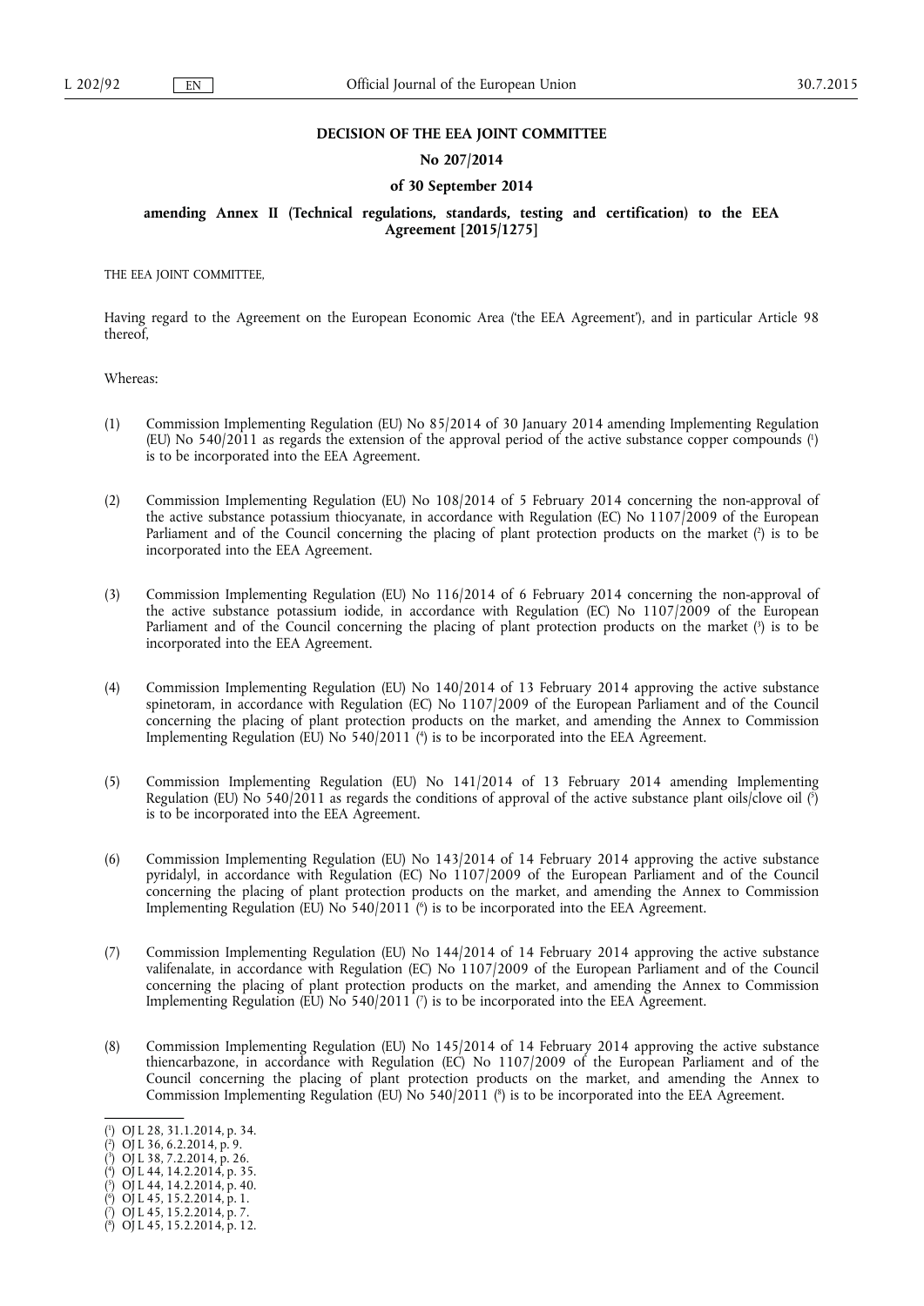**DECISION OF THE EEA JOINT COMMITTEE**

**No 207/2014**

**of 30 September 2014**

**amending Annex II (Technical regulations, standards, testing and certification) to the EEA Agreement [2015/1275]**

THE EEA JOINT COMMITTEE,

Having regard to the Agreement on the European Economic Area ('the EEA Agreement'), and in particular Article 98 thereof,

Whereas:

(1) Commission Implementing Regulation (EU) No 85/2014 of 30 January 2014 amending Implementing Regulation (EU) No 540/2011 as regards the extension of the approval period of the active substance copper compounds [1] is to be incorporated into the EEA Agreement.

(2) Commission Implementing Regulation (EU) No 108/2014 of 5 February 2014 concerning the non-approval of the active substance potassium thiocyanate, in accordance with Regulation (EC) No 1107/2009 of the European Parliament and of the Council concerning the placing of plant protection products on the market [2] is to be incorporated into the EEA Agreement.

(3) Commission Implementing Regulation (EU) No 116/2014 of 6 February 2014 concerning the non-approval of the active substance potassium iodide, in accordance with Regulation (EC) No 1107/2009 of the European Parliament and of the Council concerning the placing of plant protection products on the market [3] is to be incorporated into the EEA Agreement.

(4) Commission Implementing Regulation (EU) No 140/2014 of 13 February 2014 approving the active substance spinetoram, in accordance with Regulation (EC) No 1107/2009 of the European Parliament and of the Council concerning the placing of plant protection products on the market, and amending the Annex to Commission Implementing Regulation (EU) No 540/2011 [4] is to be incorporated into the EEA Agreement.

(5) Commission Implementing Regulation (EU) No 141/2014 of 13 February 2014 amending Implementing Regulation (EU) No 540/2011 as regards the conditions of approval of the active substance plant oils/clove oil [5] is to be incorporated into the EEA Agreement.

(6) Commission Implementing Regulation (EU) No 143/2014 of 14 February 2014 approving the active substance pyridalyl, in accordance with Regulation (EC) No 1107/2009 of the European Parliament and of the Council concerning the placing of plant protection products on the market, and amending the Annex to Commission Implementing Regulation (EU) No 540/2011 [6] is to be incorporated into the EEA Agreement.

(7) Commission Implementing Regulation (EU) No 144/2014 of 14 February 2014 approving the active substance valifenalate, in accordance with Regulation (EC) No 1107/2009 of the European Parliament and of the Council concerning the placing of plant protection products on the market, and amending the Annex to Commission Implementing Regulation (EU) No 540/2011 [7] is to be incorporated into the EEA Agreement.

(8) Commission Implementing Regulation (EU) No 145/2014 of 14 February 2014 approving the active substance thiencarbazone, in accordance with Regulation (EC) No 1107/2009 of the European Parliament and of the Council concerning the placing of plant protection products on the market, and amending the Annex to Commission Implementing Regulation (EU) No 540/2011 [8] is to be incorporated into the EEA Agreement.

---

[1] OJ L 28, 31.1.2014, p. 34.
[2] OJ L 36, 6.2.2014, p. 9.
[3] OJ L 38, 7.2.2014, p. 26.
[4] OJ L 44, 14.2.2014, p. 35.
[5] OJ L 44, 14.2.2014, p. 40.
[6] OJ L 45, 15.2.2014, p. 1.
[7] OJ L 45, 15.2.2014, p. 7.
[8] OJ L 45, 15.2.2014, p. 12.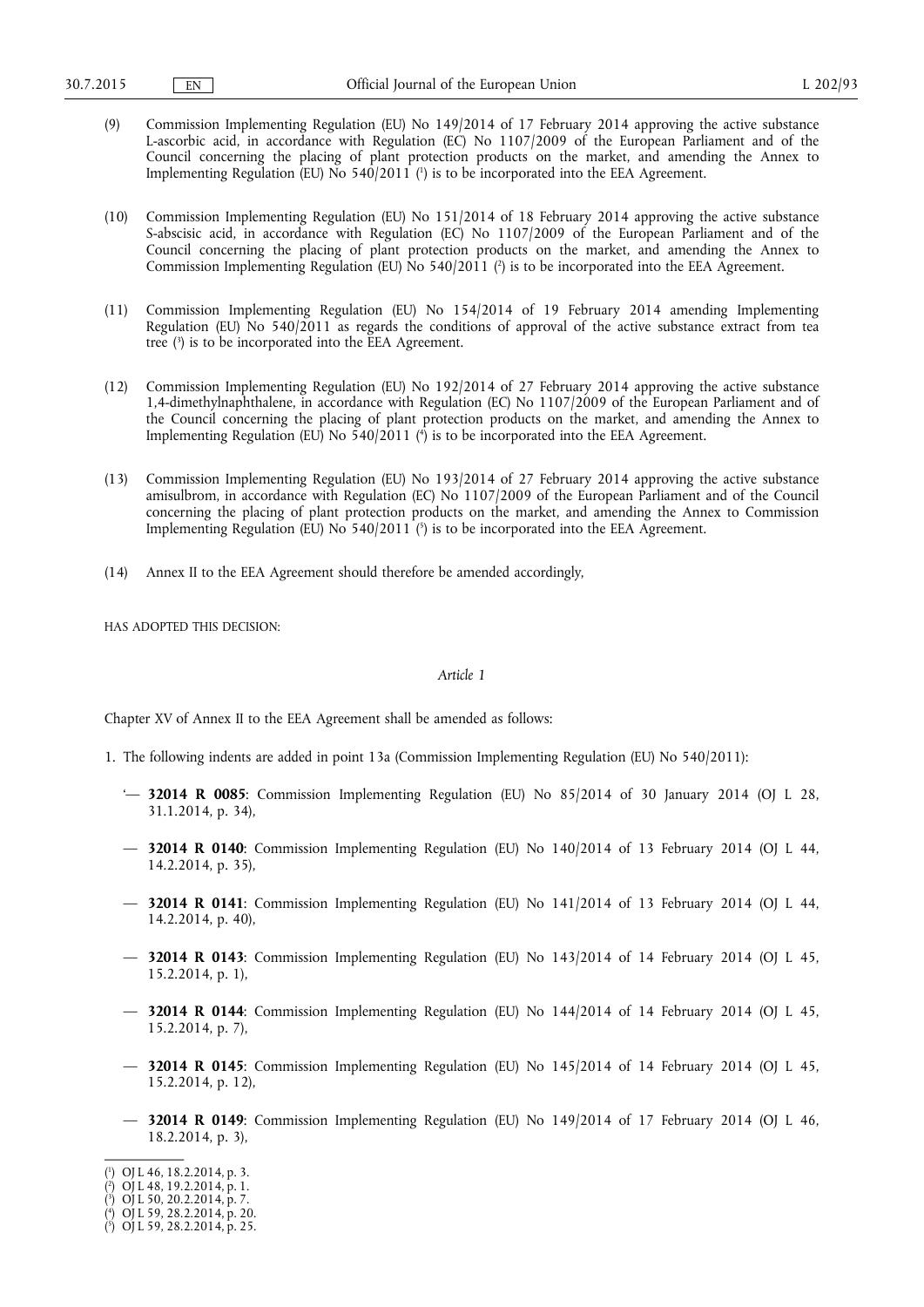(9) Commission Implementing Regulation (EU) No 149/2014 of 17 February 2014 approving the active substance L-ascorbic acid, in accordance with Regulation (EC) No 1107/2009 of the European Parliament and of the Council concerning the placing of plant protection products on the market, and amending the Annex to Implementing Regulation (EU) No 540/2011 [1] is to be incorporated into the EEA Agreement.

(10) Commission Implementing Regulation (EU) No 151/2014 of 18 February 2014 approving the active substance S-abscisic acid, in accordance with Regulation (EC) No 1107/2009 of the European Parliament and of the Council concerning the placing of plant protection products on the market, and amending the Annex to Commission Implementing Regulation (EU) No 540/2011 [2] is to be incorporated into the EEA Agreement.

(11) Commission Implementing Regulation (EU) No 154/2014 of 19 February 2014 amending Implementing Regulation (EU) No 540/2011 as regards the conditions of approval of the active substance extract from tea tree [3] is to be incorporated into the EEA Agreement.

(12) Commission Implementing Regulation (EU) No 192/2014 of 27 February 2014 approving the active substance 1,4-dimethylnaphthalene, in accordance with Regulation (EC) No 1107/2009 of the European Parliament and of the Council concerning the placing of plant protection products on the market, and amending the Annex to Implementing Regulation (EU) No 540/2011 [4] is to be incorporated into the EEA Agreement.

(13) Commission Implementing Regulation (EU) No 193/2014 of 27 February 2014 approving the active substance amisulbrom, in accordance with Regulation (EC) No 1107/2009 of the European Parliament and of the Council concerning the placing of plant protection products on the market, and amending the Annex to Commission Implementing Regulation (EU) No 540/2011 [5] is to be incorporated into the EEA Agreement.

(14) Annex II to the EEA Agreement should therefore be amended accordingly,

HAS ADOPTED THIS DECISION:

*Article 1*

Chapter XV of Annex II to the EEA Agreement shall be amended as follows:

1. The following indents are added in point 13a (Commission Implementing Regulation (EU) No 540/2011):

'— **32014 R 0085**: Commission Implementing Regulation (EU) No 85/2014 of 30 January 2014 (OJ L 28, 31.1.2014, p. 34),

— **32014 R 0140**: Commission Implementing Regulation (EU) No 140/2014 of 13 February 2014 (OJ L 44, 14.2.2014, p. 35),

— **32014 R 0141**: Commission Implementing Regulation (EU) No 141/2014 of 13 February 2014 (OJ L 44, 14.2.2014, p. 40),

— **32014 R 0143**: Commission Implementing Regulation (EU) No 143/2014 of 14 February 2014 (OJ L 45, 15.2.2014, p. 1),

— **32014 R 0144**: Commission Implementing Regulation (EU) No 144/2014 of 14 February 2014 (OJ L 45, 15.2.2014, p. 7),

— **32014 R 0145**: Commission Implementing Regulation (EU) No 145/2014 of 14 February 2014 (OJ L 45, 15.2.2014, p. 12),

— **32014 R 0149**: Commission Implementing Regulation (EU) No 149/2014 of 17 February 2014 (OJ L 46, 18.2.2014, p. 3),

---

[1] OJ L 46, 18.2.2014, p. 3.
[2] OJ L 48, 19.2.2014, p. 1.
[3] OJ L 50, 20.2.2014, p. 7.
[4] OJ L 59, 28.2.2014, p. 20.
[5] OJ L 59, 28.2.2014, p. 25.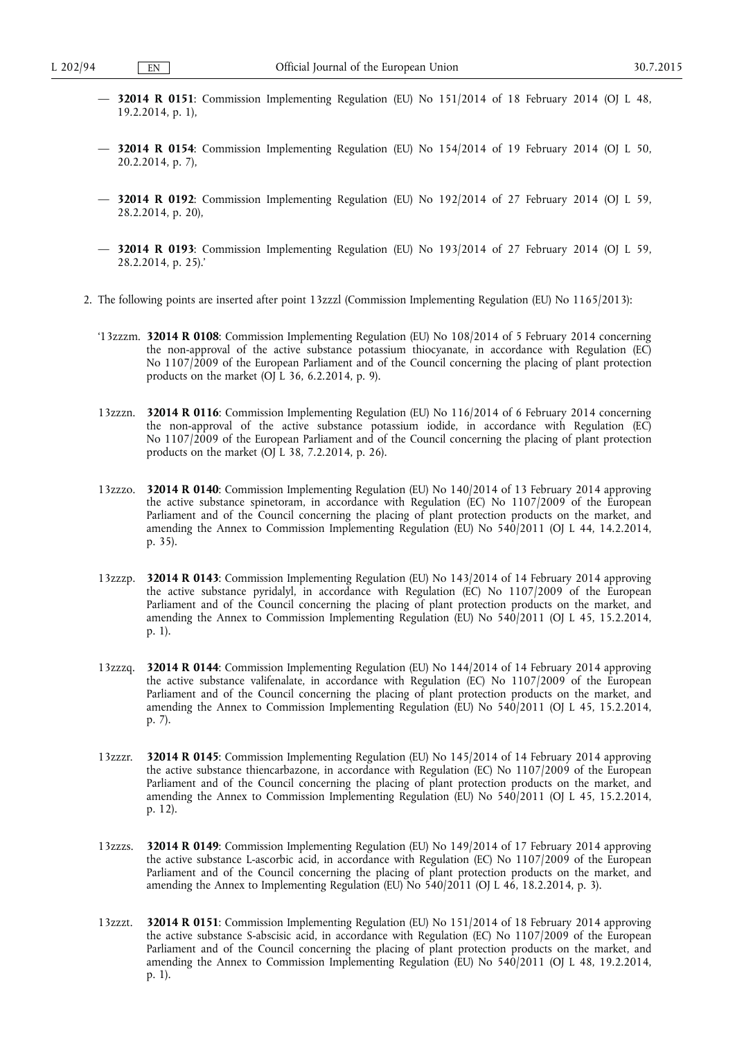— **32014 R 0151**: Commission Implementing Regulation (EU) No 151/2014 of 18 February 2014 (OJ L 48, 19.2.2014, p. 1),

— **32014 R 0154**: Commission Implementing Regulation (EU) No 154/2014 of 19 February 2014 (OJ L 50, 20.2.2014, p. 7),

— **32014 R 0192**: Commission Implementing Regulation (EU) No 192/2014 of 27 February 2014 (OJ L 59, 28.2.2014, p. 20),

— **32014 R 0193**: Commission Implementing Regulation (EU) No 193/2014 of 27 February 2014 (OJ L 59, 28.2.2014, p. 25).'

2. The following points are inserted after point 13zzzl (Commission Implementing Regulation (EU) No 1165/2013):

'13zzzm. **32014 R 0108**: Commission Implementing Regulation (EU) No 108/2014 of 5 February 2014 concerning the non-approval of the active substance potassium thiocyanate, in accordance with Regulation (EC) No 1107/2009 of the European Parliament and of the Council concerning the placing of plant protection products on the market (OJ L 36, 6.2.2014, p. 9).

13zzzn. **32014 R 0116**: Commission Implementing Regulation (EU) No 116/2014 of 6 February 2014 concerning the non-approval of the active substance potassium iodide, in accordance with Regulation (EC) No 1107/2009 of the European Parliament and of the Council concerning the placing of plant protection products on the market (OJ L 38, 7.2.2014, p. 26).

13zzzo. **32014 R 0140**: Commission Implementing Regulation (EU) No 140/2014 of 13 February 2014 approving the active substance spinetoram, in accordance with Regulation (EC) No 1107/2009 of the European Parliament and of the Council concerning the placing of plant protection products on the market, and amending the Annex to Commission Implementing Regulation (EU) No 540/2011 (OJ L 44, 14.2.2014, p. 35).

13zzzp. **32014 R 0143**: Commission Implementing Regulation (EU) No 143/2014 of 14 February 2014 approving the active substance pyridalyl, in accordance with Regulation (EC) No 1107/2009 of the European Parliament and of the Council concerning the placing of plant protection products on the market, and amending the Annex to Commission Implementing Regulation (EU) No 540/2011 (OJ L 45, 15.2.2014, p. 1).

13zzzq. **32014 R 0144**: Commission Implementing Regulation (EU) No 144/2014 of 14 February 2014 approving the active substance valifenalate, in accordance with Regulation (EC) No 1107/2009 of the European Parliament and of the Council concerning the placing of plant protection products on the market, and amending the Annex to Commission Implementing Regulation (EU) No 540/2011 (OJ L 45, 15.2.2014, p. 7).

13zzzr. **32014 R 0145**: Commission Implementing Regulation (EU) No 145/2014 of 14 February 2014 approving the active substance thiencarbazone, in accordance with Regulation (EC) No 1107/2009 of the European Parliament and of the Council concerning the placing of plant protection products on the market, and amending the Annex to Commission Implementing Regulation (EU) No 540/2011 (OJ L 45, 15.2.2014, p. 12).

13zzzs. **32014 R 0149**: Commission Implementing Regulation (EU) No 149/2014 of 17 February 2014 approving the active substance L-ascorbic acid, in accordance with Regulation (EC) No 1107/2009 of the European Parliament and of the Council concerning the placing of plant protection products on the market, and amending the Annex to Implementing Regulation (EU) No 540/2011 (OJ L 46, 18.2.2014, p. 3).

13zzzt. **32014 R 0151**: Commission Implementing Regulation (EU) No 151/2014 of 18 February 2014 approving the active substance S-abscisic acid, in accordance with Regulation (EC) No 1107/2009 of the European Parliament and of the Council concerning the placing of plant protection products on the market, and amending the Annex to Commission Implementing Regulation (EU) No 540/2011 (OJ L 48, 19.2.2014, p. 1).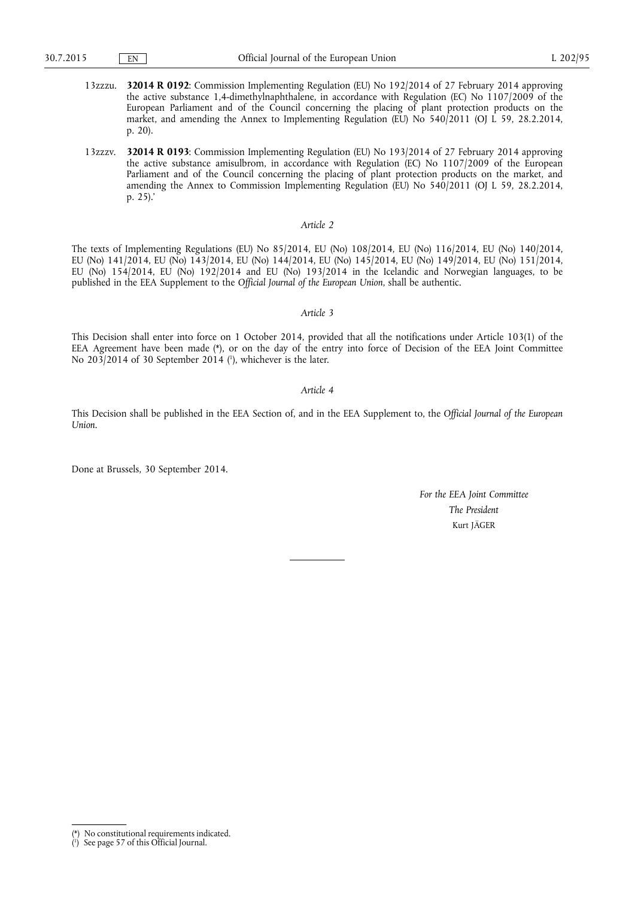13zzzu. **32014 R 0192**: Commission Implementing Regulation (EU) No 192/2014 of 27 February 2014 approving the active substance 1,4-dimethylnaphthalene, in accordance with Regulation (EC) No 1107/2009 of the European Parliament and of the Council concerning the placing of plant protection products on the market, and amending the Annex to Implementing Regulation (EU) No 540/2011 (OJ L 59, 28.2.2014, p. 20).

13zzzv. **32014 R 0193**: Commission Implementing Regulation (EU) No 193/2014 of 27 February 2014 approving the active substance amisulbrom, in accordance with Regulation (EC) No 1107/2009 of the European Parliament and of the Council concerning the placing of plant protection products on the market, and amending the Annex to Commission Implementing Regulation (EU) No 540/2011 (OJ L 59, 28.2.2014, p. 25).'

*Article 2*

The texts of Implementing Regulations (EU) No 85/2014, EU (No) 108/2014, EU (No) 116/2014, EU (No) 140/2014, EU (No) 141/2014, EU (No) 143/2014, EU (No) 144/2014, EU (No) 145/2014, EU (No) 149/2014, EU (No) 151/2014, EU (No) 154/2014, EU (No) 192/2014 and EU (No) 193/2014 in the Icelandic and Norwegian languages, to be published in the EEA Supplement to the *Official Journal of the European Union*, shall be authentic.

*Article 3*

This Decision shall enter into force on 1 October 2014, provided that all the notifications under Article 103(1) of the EEA Agreement have been made (*), or on the day of the entry into force of Decision of the EEA Joint Committee No 203/2014 of 30 September 2014 [1], whichever is the later.

*Article 4*

This Decision shall be published in the EEA Section of, and in the EEA Supplement to, the *Official Journal of the European Union*.

Done at Brussels, 30 September 2014.

*For the EEA Joint Committee*

*The President*

Kurt JÄGER

---

(*) No constitutional requirements indicated.

[1] See page 57 of this Official Journal.